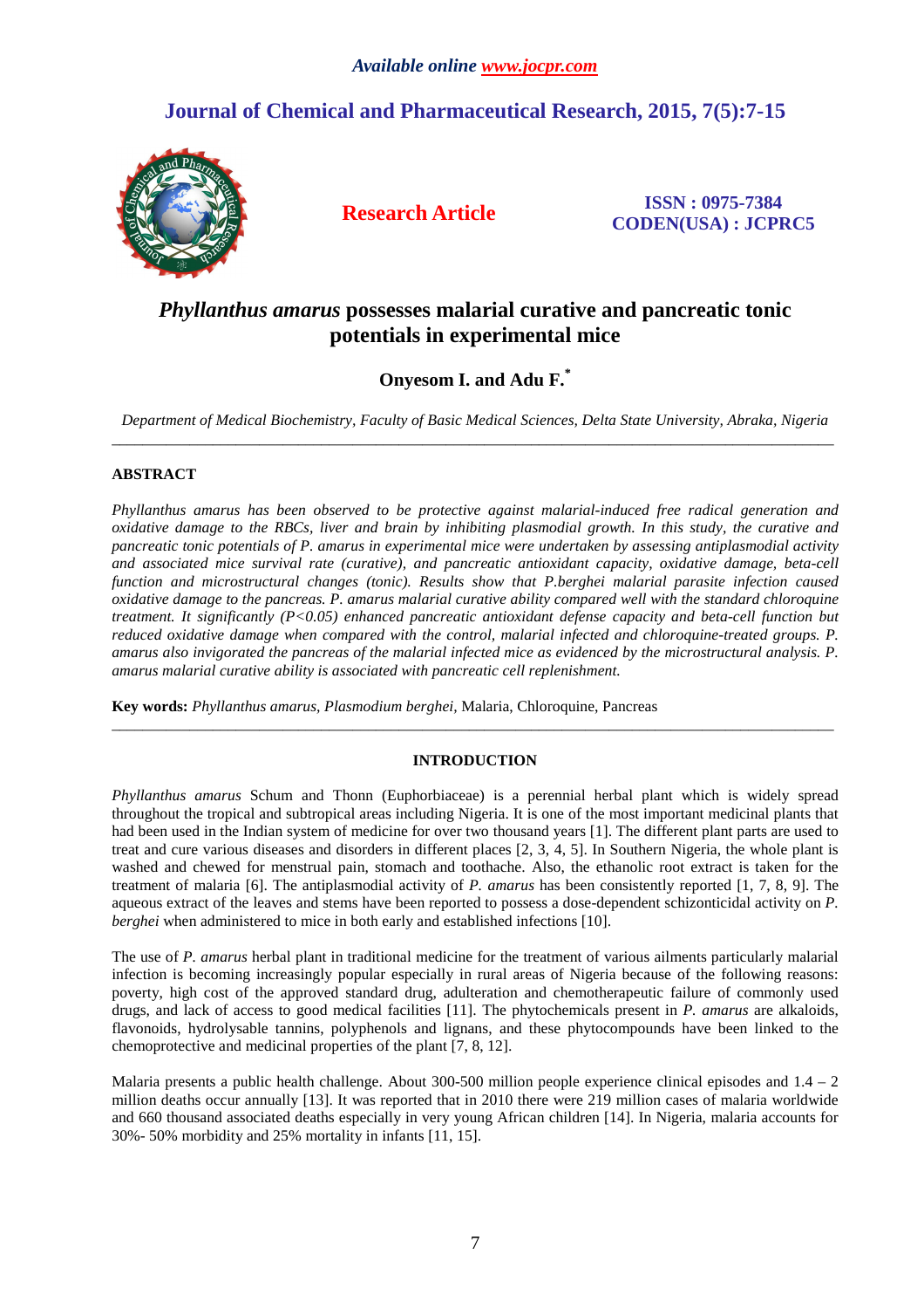# *Phyllanthus amarus* possesses malarial curative and pancreatic tonic potentials in experimental mice

**Onyesom I. and Adu F.***

*Department of Medical Biochemistry, Faculty of Basic Medical Sciences, Delta State University, Abraka, Nigeria*

---

## ABSTRACT

*Phyllanthus amarus has been observed to be protective against malarial-induced free radical generation and oxidative damage to the RBCs, liver and brain by inhibiting plasmodial growth. In this study, the curative and pancreatic tonic potentials of P. amarus in experimental mice were undertaken by assessing antiplasmodial activity and associated mice survival rate (curative), and pancreatic antioxidant capacity, oxidative damage, beta-cell function and microstructural changes (tonic). Results show that P.berghei malarial parasite infection caused oxidative damage to the pancreas. P. amarus malarial curative ability compared well with the standard chloroquine treatment. It significantly (P<0.05) enhanced pancreatic antioxidant defense capacity and beta-cell function but reduced oxidative damage when compared with the control, malarial infected and chloroquine-treated groups. P. amarus also invigorated the pancreas of the malarial infected mice as evidenced by the microstructural analysis. P. amarus malarial curative ability is associated with pancreatic cell replenishment.*

**Key words:** *Phyllanthus amarus, Plasmodium berghei*, Malaria, Chloroquine, Pancreas

---

## INTRODUCTION

*Phyllanthus amarus* Schum and Thonn (Euphorbiaceae) is a perennial herbal plant which is widely spread throughout the tropical and subtropical areas including Nigeria. It is one of the most important medicinal plants that had been used in the Indian system of medicine for over two thousand years [1]. The different plant parts are used to treat and cure various diseases and disorders in different places [2, 3, 4, 5]. In Southern Nigeria, the whole plant is washed and chewed for menstrual pain, stomach and toothache. Also, the ethanolic root extract is taken for the treatment of malaria [6]. The antiplasmodial activity of *P. amarus* has been consistently reported [1, 7, 8, 9]. The aqueous extract of the leaves and stems have been reported to possess a dose-dependent schizonticidal activity on *P. berghei* when administered to mice in both early and established infections [10].

The use of *P. amarus* herbal plant in traditional medicine for the treatment of various ailments particularly malarial infection is becoming increasingly popular especially in rural areas of Nigeria because of the following reasons: poverty, high cost of the approved standard drug, adulteration and chemotherapeutic failure of commonly used drugs, and lack of access to good medical facilities [11]. The phytochemicals present in *P. amarus* are alkaloids, flavonoids, hydrolysable tannins, polyphenols and lignans, and these phytocompounds have been linked to the chemoprotective and medicinal properties of the plant [7, 8, 12].

Malaria presents a public health challenge. About 300-500 million people experience clinical episodes and 1.4 – 2 million deaths occur annually [13]. It was reported that in 2010 there were 219 million cases of malaria worldwide and 660 thousand associated deaths especially in very young African children [14]. In Nigeria, malaria accounts for 30%- 50% morbidity and 25% mortality in infants [11, 15].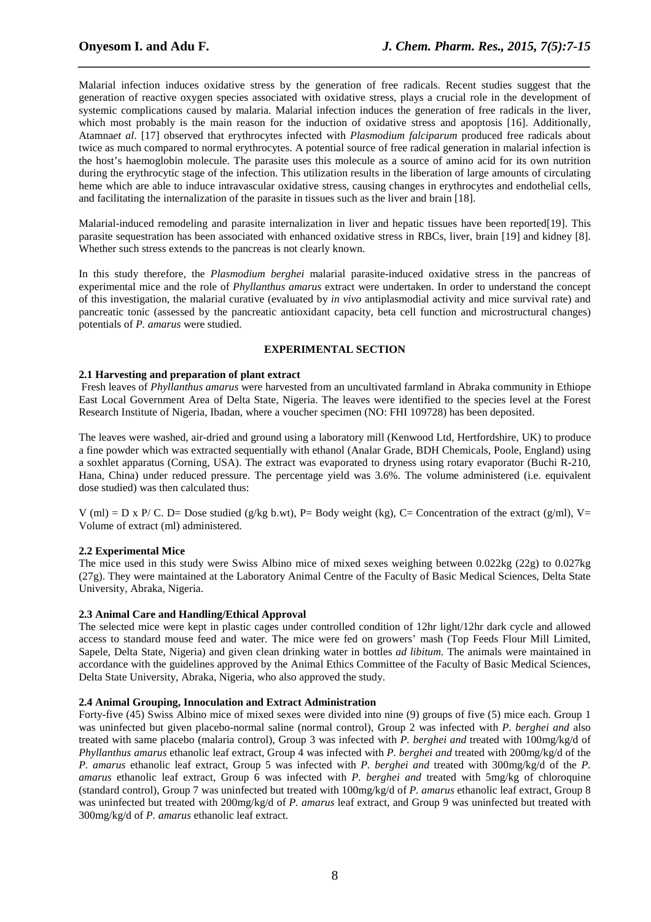Malarial infection induces oxidative stress by the generation of free radicals. Recent studies suggest that the generation of reactive oxygen species associated with oxidative stress, plays a crucial role in the development of systemic complications caused by malaria. Malarial infection induces the generation of free radicals in the liver, which most probably is the main reason for the induction of oxidative stress and apoptosis [16]. Additionally, Atamna*et al*. [17] observed that erythrocytes infected with *Plasmodium falciparum* produced free radicals about twice as much compared to normal erythrocytes. A potential source of free radical generation in malarial infection is the host's haemoglobin molecule. The parasite uses this molecule as a source of amino acid for its own nutrition during the erythrocytic stage of the infection. This utilization results in the liberation of large amounts of circulating heme which are able to induce intravascular oxidative stress, causing changes in erythrocytes and endothelial cells, and facilitating the internalization of the parasite in tissues such as the liver and brain [18].

Malarial-induced remodeling and parasite internalization in liver and hepatic tissues have been reported[19]. This parasite sequestration has been associated with enhanced oxidative stress in RBCs, liver, brain [19] and kidney [8]. Whether such stress extends to the pancreas is not clearly known.

In this study therefore, the *Plasmodium berghei* malarial parasite-induced oxidative stress in the pancreas of experimental mice and the role of *Phyllanthus amarus* extract were undertaken. In order to understand the concept of this investigation, the malarial curative (evaluated by *in vivo* antiplasmodial activity and mice survival rate) and pancreatic tonic (assessed by the pancreatic antioxidant capacity, beta cell function and microstructural changes) potentials of *P. amarus* were studied.

## EXPERIMENTAL SECTION

### 2.1 Harvesting and preparation of plant extract

Fresh leaves of *Phyllanthus amarus* were harvested from an uncultivated farmland in Abraka community in Ethiope East Local Government Area of Delta State, Nigeria. The leaves were identified to the species level at the Forest Research Institute of Nigeria, Ibadan, where a voucher specimen (NO: FHI 109728) has been deposited.

The leaves were washed, air-dried and ground using a laboratory mill (Kenwood Ltd, Hertfordshire, UK) to produce a fine powder which was extracted sequentially with ethanol (Analar Grade, BDH Chemicals, Poole, England) using a soxhlet apparatus (Corning, USA). The extract was evaporated to dryness using rotary evaporator (Buchi R-210, Hana, China) under reduced pressure. The percentage yield was 3.6%. The volume administered (i.e. equivalent dose studied) was then calculated thus:

V (ml) = D x P/ C. D= Dose studied (g/kg b.wt), P= Body weight (kg), C= Concentration of the extract (g/ml), V= Volume of extract (ml) administered.

### 2.2 Experimental Mice

The mice used in this study were Swiss Albino mice of mixed sexes weighing between 0.022kg (22g) to 0.027kg (27g). They were maintained at the Laboratory Animal Centre of the Faculty of Basic Medical Sciences, Delta State University, Abraka, Nigeria.

### 2.3 Animal Care and Handling/Ethical Approval

The selected mice were kept in plastic cages under controlled condition of 12hr light/12hr dark cycle and allowed access to standard mouse feed and water. The mice were fed on growers' mash (Top Feeds Flour Mill Limited, Sapele, Delta State, Nigeria) and given clean drinking water in bottles *ad libitum*. The animals were maintained in accordance with the guidelines approved by the Animal Ethics Committee of the Faculty of Basic Medical Sciences, Delta State University, Abraka, Nigeria, who also approved the study.

### 2.4 Animal Grouping, Innoculation and Extract Administration

Forty-five (45) Swiss Albino mice of mixed sexes were divided into nine (9) groups of five (5) mice each. Group 1 was uninfected but given placebo-normal saline (normal control), Group 2 was infected with *P. berghei and* also treated with same placebo (malaria control), Group 3 was infected with *P. berghei and* treated with 100mg/kg/d of *Phyllanthus amarus* ethanolic leaf extract, Group 4 was infected with *P. berghei and* treated with 200mg/kg/d of the *P. amarus* ethanolic leaf extract, Group 5 was infected with *P. berghei and* treated with 300mg/kg/d of the *P. amarus* ethanolic leaf extract, Group 6 was infected with *P. berghei and* treated with 5mg/kg of chloroquine (standard control), Group 7 was uninfected but treated with 100mg/kg/d of *P. amarus* ethanolic leaf extract, Group 8 was uninfected but treated with 200mg/kg/d of *P. amarus* leaf extract, and Group 9 was uninfected but treated with 300mg/kg/d of *P. amarus* ethanolic leaf extract.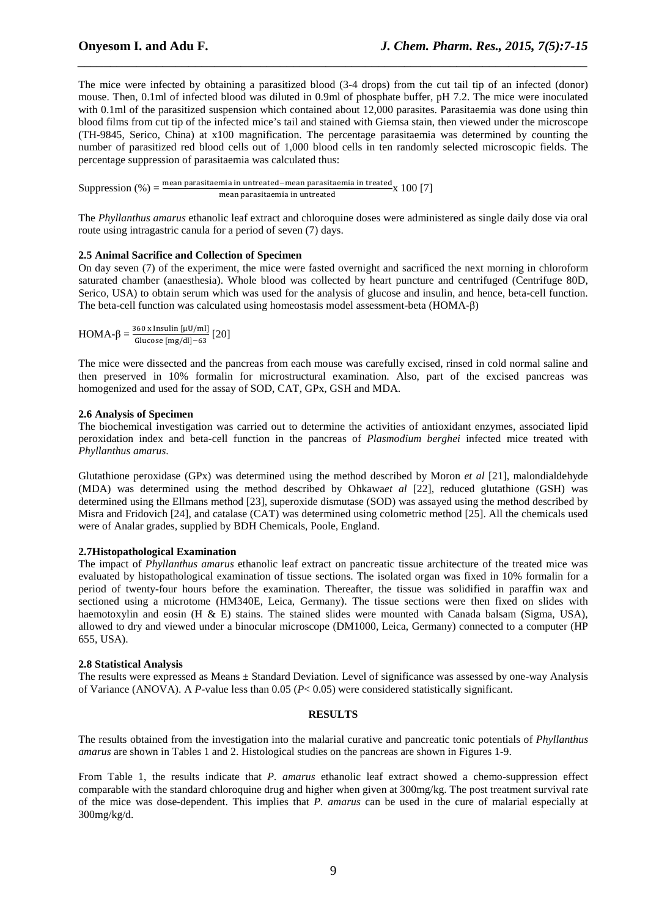The mice were infected by obtaining a parasitized blood (3-4 drops) from the cut tail tip of an infected (donor) mouse. Then, 0.1ml of infected blood was diluted in 0.9ml of phosphate buffer, pH 7.2. The mice were inoculated with 0.1ml of the parasitized suspension which contained about 12,000 parasites. Parasitaemia was done using thin blood films from cut tip of the infected mice's tail and stained with Giemsa stain, then viewed under the microscope (TH-9845, Serico, China) at x100 magnification. The percentage parasitaemia was determined by counting the number of parasitized red blood cells out of 1,000 blood cells in ten randomly selected microscopic fields. The percentage suppression of parasitaemia was calculated thus:

$$\text{Suppression (\%)} = \frac{\text{mean parasitaemia in untreated} - \text{mean parasitaemia in treated}}{\text{mean parasitaemia in untreated}} \times 100 \text{ [7]}$$

The *Phyllanthus amarus* ethanolic leaf extract and chloroquine doses were administered as single daily dose via oral route using intragastric canula for a period of seven (7) days.

### 2.5 Animal Sacrifice and Collection of Specimen

On day seven (7) of the experiment, the mice were fasted overnight and sacrificed the next morning in chloroform saturated chamber (anaesthesia). Whole blood was collected by heart puncture and centrifuged (Centrifuge 80D, Serico, USA) to obtain serum which was used for the analysis of glucose and insulin, and hence, beta-cell function. The beta-cell function was calculated using homeostasis model assessment-beta (HOMA-β)

$$\text{HOMA-}\beta = \frac{360 \times \text{Insulin } [\mu\text{U/ml}]}{\text{Glucose [mg/dl]} - 63} \text{ [20]}$$

The mice were dissected and the pancreas from each mouse was carefully excised, rinsed in cold normal saline and then preserved in 10% formalin for microstructural examination. Also, part of the excised pancreas was homogenized and used for the assay of SOD, CAT, GPx, GSH and MDA.

### 2.6 Analysis of Specimen

The biochemical investigation was carried out to determine the activities of antioxidant enzymes, associated lipid peroxidation index and beta-cell function in the pancreas of *Plasmodium berghei* infected mice treated with *Phyllanthus amarus*.

Glutathione peroxidase (GPx) was determined using the method described by Moron *et al* [21], malondialdehyde (MDA) was determined using the method described by Ohkawa*et al* [22], reduced glutathione (GSH) was determined using the Ellmans method [23], superoxide dismutase (SOD) was assayed using the method described by Misra and Fridovich [24], and catalase (CAT) was determined using colometric method [25]. All the chemicals used were of Analar grades, supplied by BDH Chemicals, Poole, England.

### 2.7Histopathological Examination

The impact of *Phyllanthus amarus* ethanolic leaf extract on pancreatic tissue architecture of the treated mice was evaluated by histopathological examination of tissue sections. The isolated organ was fixed in 10% formalin for a period of twenty-four hours before the examination. Thereafter, the tissue was solidified in paraffin wax and sectioned using a microtome (HM340E, Leica, Germany). The tissue sections were then fixed on slides with haemotoxylin and eosin (H & E) stains. The stained slides were mounted with Canada balsam (Sigma, USA), allowed to dry and viewed under a binocular microscope (DM1000, Leica, Germany) connected to a computer (HP 655, USA).

### 2.8 Statistical Analysis

The results were expressed as Means ± Standard Deviation. Level of significance was assessed by one-way Analysis of Variance (ANOVA). A *P*-value less than 0.05 ($P < 0.05$) were considered statistically significant.

## RESULTS

The results obtained from the investigation into the malarial curative and pancreatic tonic potentials of *Phyllanthus amarus* are shown in Tables 1 and 2. Histological studies on the pancreas are shown in Figures 1-9.

From Table 1, the results indicate that *P. amarus* ethanolic leaf extract showed a chemo-suppression effect comparable with the standard chloroquine drug and higher when given at 300mg/kg. The post treatment survival rate of the mice was dose-dependent. This implies that *P. amarus* can be used in the cure of malarial especially at 300mg/kg/d.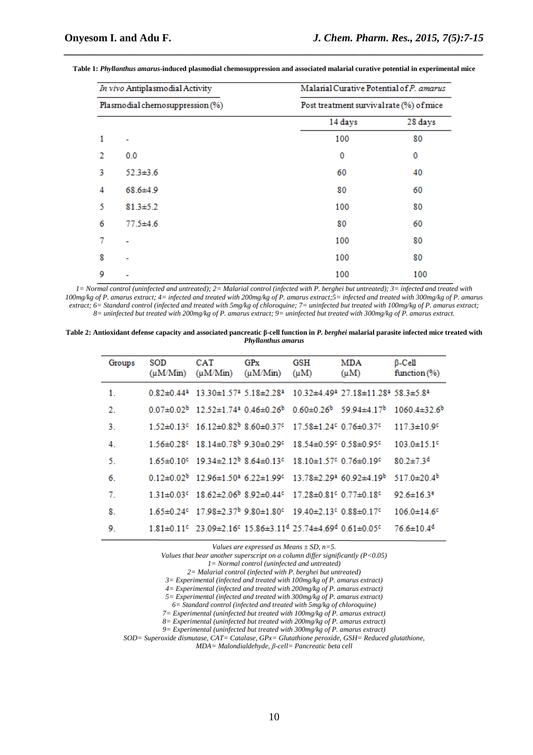**Table 1:** ***Phyllanthus amarus*-induced plasmodial chemosuppression and associated malarial curative potential in experimental mice**

| | *In vivo* Antiplasmodial Activity | Malarial Curative Potential of *P. amarus* | |
|---|---|---|---|
| | Plasmodial chemosuppression (%) | Post treatment survival rate (%) of mice | |
| | | 14 days | 28 days |
| 1 | - | 100 | 80 |
| 2 | 0.0 | 0 | 0 |
| 3 | 52.3±3.6 | 60 | 40 |
| 4 | 68.6±4.9 | 80 | 60 |
| 5 | 81.3±5.2 | 100 | 80 |
| 6 | 77.5±4.6 | 80 | 60 |
| 7 | - | 100 | 80 |
| 8 | - | 100 | 80 |
| 9 | - | 100 | 100 |

*1= Normal control (uninfected and untreated); 2= Malarial control (infected with P. berghei but untreated); 3= infected and treated with 100mg/kg of P. amarus extract; 4= infected and treated with 200mg/kg of P. amarus extract;5= infected and treated with 300mg/kg of P. amarus extract; 6= Standard control (infected and treated with 5mg/kg of chloroquine; 7= uninfected but treated with 100mg/kg of P. amarus extract; 8= uninfected but treated with 200mg/kg of P. amarus extract; 9= uninfected but treated with 300mg/kg of P. amarus extract.*

**Table 2: Antioxidant defense capacity and associated pancreatic β-cell function in *P. berghei* malarial parasite infected mice treated with *Phyllanthus amarus***

| Groups | SOD (μM/Min) | CAT (μM/Min) | GPx (μM/Min) | GSH (μM) | MDA (μM) | β-Cell function (%) |
|---|---|---|---|---|---|---|
| 1. | 0.82±0.44[a] | 13.30±1.57[a] | 5.18±2.28[a] | 10.32±4.49[a] | 27.18±11.28[a] | 58.3±5.8[a] |
| 2. | 0.07±0.02[b] | 12.52±1.74[a] | 0.46±0.26[b] | 0.60±0.26[b] | 59.94±4.17[b] | 1060.4±32.6[b] |
| 3. | 1.52±0.13[c] | 16.12±0.82[b] | 8.60±0.37[c] | 17.58±1.24[c] | 0.76±0.37[c] | 117.3±10.9[c] |
| 4. | 1.56±0.28[c] | 18.14±0.78[b] | 9.30±0.29[c] | 18.54±0.59[c] | 0.58±0.95[c] | 103.0±15.1[c] |
| 5. | 1.65±0.10[c] | 19.34±2.12[b] | 8.64±0.13[c] | 18.10±1.57[c] | 0.76±0.19[c] | 80.2±7.3[d] |
| 6. | 0.12±0.02[b] | 12.96±1.50[a] | 6.22±1.99[c] | 13.78±2.29[a] | 60.92±4.19[b] | 517.0±20.4[b] |
| 7. | 1.31±0.03[c] | 18.62±2.06[b] | 8.92±0.44[c] | 17.28±0.81[c] | 0.77±0.18[c] | 92.6±16.3[e] |
| 8. | 1.65±0.24[c] | 17.98±2.37[b] | 9.80±1.80[c] | 19.40±2.13[c] | 0.88±0.17[c] | 106.0±14.6[c] |
| 9. | 1.81±0.11[c] | 23.09±2.16[c] | 15.86±3.11[d] | 25.74±4.69[d] | 0.61±0.05[c] | 76.6±10.4[d] |

*Values are expressed as Means ± SD, n=5.*
*Values that bear another superscript on a column differ significantly (P<0.05)*
*1= Normal control (uninfected and untreated)*
*2= Malarial control (infected with P. berghei but untreated)*
*3= Experimental (infected and treated with 100mg/kg of P. amarus extract)*
*4= Experimental (infected and treated with 200mg/kg of P. amarus extract)*
*5= Experimental (infected and treated with 300mg/kg of P. amarus extract)*
*6= Standard control (infected and treated with 5mg/kg of chloroquine)*
*7= Experimental (uninfected but treated with 100mg/kg of P. amarus extract)*
*8= Experimental (uninfected but treated with 200mg/kg of P. amarus extract)*
*9= Experimental (uninfected but treated with 300mg/kg of P. amarus extract)*
*SOD= Superoxide dismutase, CAT= Catalase, GPx= Glutathione peroxide, GSH= Reduced glutathione, MDA= Malondialdehyde, β-cell= Pancreatic beta cell*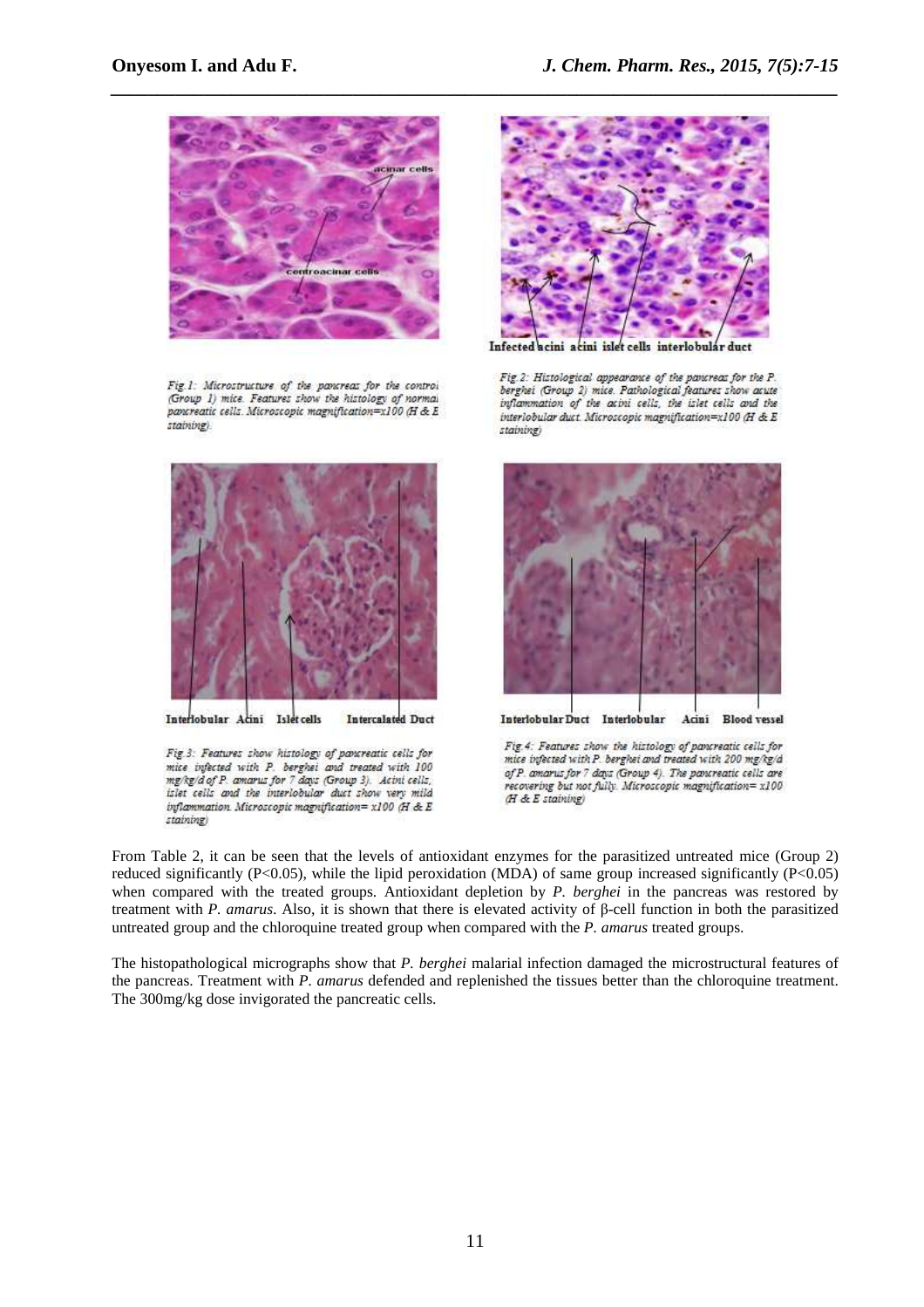Infected acini acini islet cells interlobular duct

Fig 1: Microstructure of the pancreas for the control (Group 1) mice. Features show the histology of normal pancreatic cells. Microscopic magnification=x100 (H & E staining).

Fig 2: Histological appearance of the pancreas for the P. berghei (Group 2) mice. Pathological features show acute inflammation of the acini cells, the islet cells and the interlobular duct. Microscopic magnification=x100 (H & E staining)

Interlobular Acini Islet cells Intercalated Duct

Fig 3: Features show histology of pancreatic cells for mice infected with P. berghei and treated with 100 mg/kg/d of P. amarus for 7 days (Group 3). Acini cells, islet cells and the interlobular duct show very mild inflammation. Microscopic magnification= x100 (H & E staining)

Interlobular Duct Interlobular Acini Blood vessel

Fig 4: Features show the histology of pancreatic cells for mice infected with P. berghei and treated with 200 mg/kg/d of P. amarus for 7 days (Group 4). The pancreatic cells are recovering but not fully. Microscopic magnification= x100 (H & E staining)

From Table 2, it can be seen that the levels of antioxidant enzymes for the parasitized untreated mice (Group 2) reduced significantly ($P<0.05$), while the lipid peroxidation (MDA) of same group increased significantly ($P<0.05$) when compared with the treated groups. Antioxidant depletion by *P. berghei* in the pancreas was restored by treatment with *P. amarus*. Also, it is shown that there is elevated activity of β-cell function in both the parasitized untreated group and the chloroquine treated group when compared with the *P. amarus* treated groups.

The histopathological micrographs show that *P. berghei* malarial infection damaged the microstructural features of the pancreas. Treatment with *P. amarus* defended and replenished the tissues better than the chloroquine treatment. The 300mg/kg dose invigorated the pancreatic cells.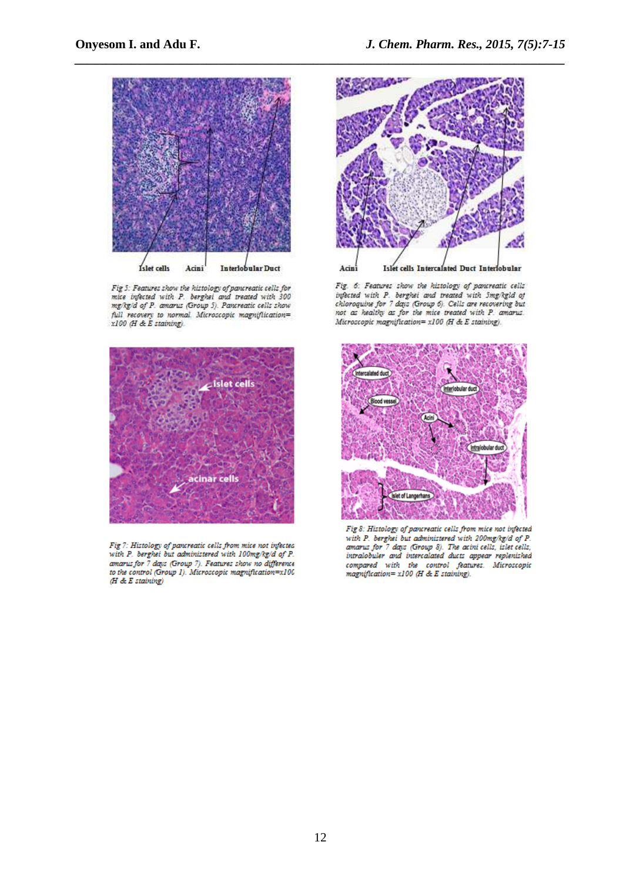Islet cells Acini Interlobular Duct

*Fig 5: Features show the histology of pancreatic cells for mice infected with P. berghei and treated with 300 mg/kg/d of P. amarus (Group 5). Pancreatic cells show full recovery to normal. Microscopic magnification= x100 (H & E staining).*

Acini Islet cells Intercalated Duct Interlobular

*Fig. 6: Features show the histology of pancreatic cells infected with P. berghei and treated with 5mg/kgld of chloroquine for 7 days (Group 6). Cells are recovering but not as healthy as for the mice treated with P. amarus. Microscopic magnification= x100 (H & E staining).*

islet cells

acinar cells

*Fig 7: Histology of pancreatic cells from mice not infected with P. berghei but administered with 100mg/kg/d of P. amarus for 7 days (Group 7). Features show no difference to the control (Group 1). Microscopic magnification=x100 (H & E staining)*

Intercalated duct

Interlobular duct

Blood vessel

Acini

Intralobular duct

Islet of Langerhans

*Fig 8: Histology of pancreatic cells from mice not infected with P. berghei but administered with 200mg/kg/d of P. amarus for 7 days (Group 8). The acini cells, islet cells, intralobuler and intercalated ducts appear replenished compared with the control features. Microscopic magnification= x100 (H & E staining).*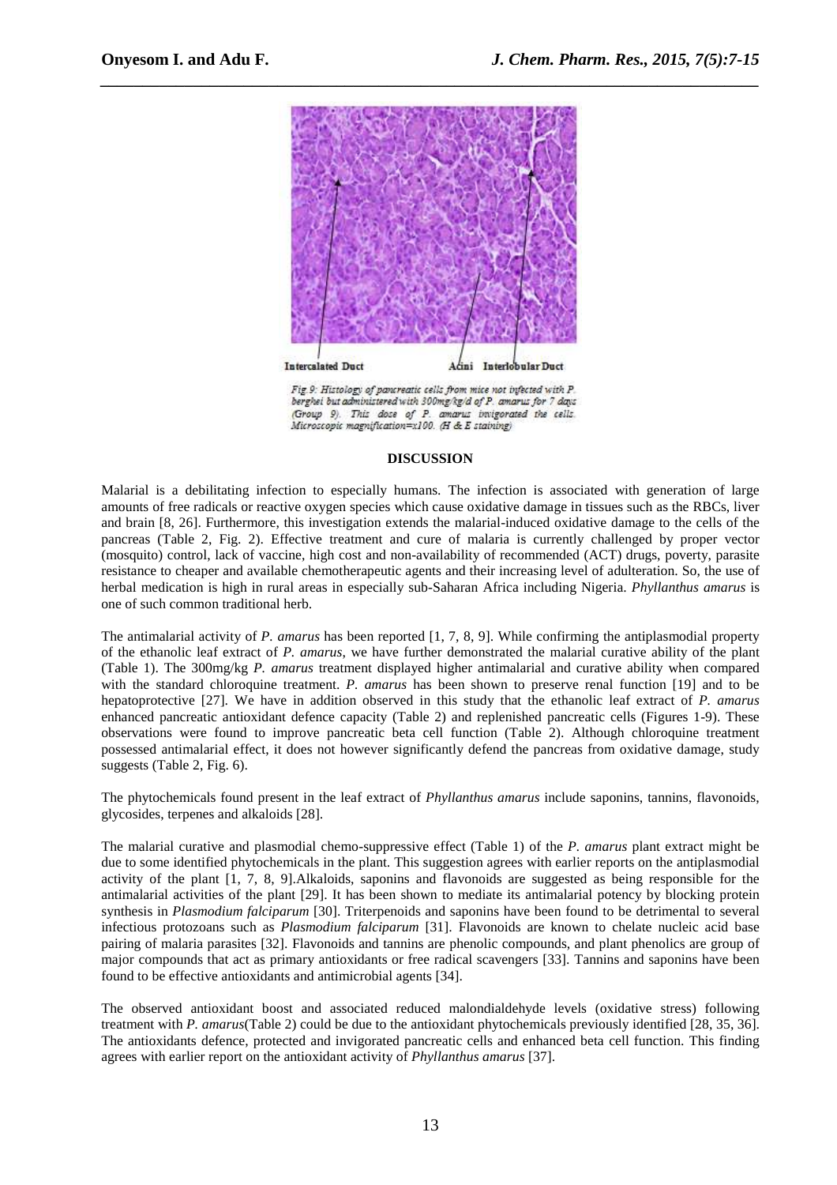Intercalated Duct Acini Interlobular Duct

Fig 9: Histology of pancreatic cells from mice not infected with P. berghei but administered with 300mg/kg/d of P. amarus for 7 days (Group 9). This dose of P. amarus invigorated the cells. Microscopic magnification=x100. (H & E staining)

## DISCUSSION

Malarial is a debilitating infection to especially humans. The infection is associated with generation of large amounts of free radicals or reactive oxygen species which cause oxidative damage in tissues such as the RBCs, liver and brain [8, 26]. Furthermore, this investigation extends the malarial-induced oxidative damage to the cells of the pancreas (Table 2, Fig. 2). Effective treatment and cure of malaria is currently challenged by proper vector (mosquito) control, lack of vaccine, high cost and non-availability of recommended (ACT) drugs, poverty, parasite resistance to cheaper and available chemotherapeutic agents and their increasing level of adulteration. So, the use of herbal medication is high in rural areas in especially sub-Saharan Africa including Nigeria. *Phyllanthus amarus* is one of such common traditional herb.

The antimalarial activity of *P. amarus* has been reported [1, 7, 8, 9]. While confirming the antiplasmodial property of the ethanolic leaf extract of *P. amarus*, we have further demonstrated the malarial curative ability of the plant (Table 1). The 300mg/kg *P. amarus* treatment displayed higher antimalarial and curative ability when compared with the standard chloroquine treatment. *P. amarus* has been shown to preserve renal function [19] and to be hepatoprotective [27]. We have in addition observed in this study that the ethanolic leaf extract of *P. amarus* enhanced pancreatic antioxidant defence capacity (Table 2) and replenished pancreatic cells (Figures 1-9). These observations were found to improve pancreatic beta cell function (Table 2). Although chloroquine treatment possessed antimalarial effect, it does not however significantly defend the pancreas from oxidative damage, study suggests (Table 2, Fig. 6).

The phytochemicals found present in the leaf extract of *Phyllanthus amarus* include saponins, tannins, flavonoids, glycosides, terpenes and alkaloids [28].

The malarial curative and plasmodial chemo-suppressive effect (Table 1) of the *P. amarus* plant extract might be due to some identified phytochemicals in the plant. This suggestion agrees with earlier reports on the antiplasmodial activity of the plant [1, 7, 8, 9].Alkaloids, saponins and flavonoids are suggested as being responsible for the antimalarial activities of the plant [29]. It has been shown to mediate its antimalarial potency by blocking protein synthesis in *Plasmodium falciparum* [30]. Triterpenoids and saponins have been found to be detrimental to several infectious protozoans such as *Plasmodium falciparum* [31]. Flavonoids are known to chelate nucleic acid base pairing of malaria parasites [32]. Flavonoids and tannins are phenolic compounds, and plant phenolics are group of major compounds that act as primary antioxidants or free radical scavengers [33]. Tannins and saponins have been found to be effective antioxidants and antimicrobial agents [34].

The observed antioxidant boost and associated reduced malondialdehyde levels (oxidative stress) following treatment with *P. amarus*(Table 2) could be due to the antioxidant phytochemicals previously identified [28, 35, 36]. The antioxidants defence, protected and invigorated pancreatic cells and enhanced beta cell function. This finding agrees with earlier report on the antioxidant activity of *Phyllanthus amarus* [37].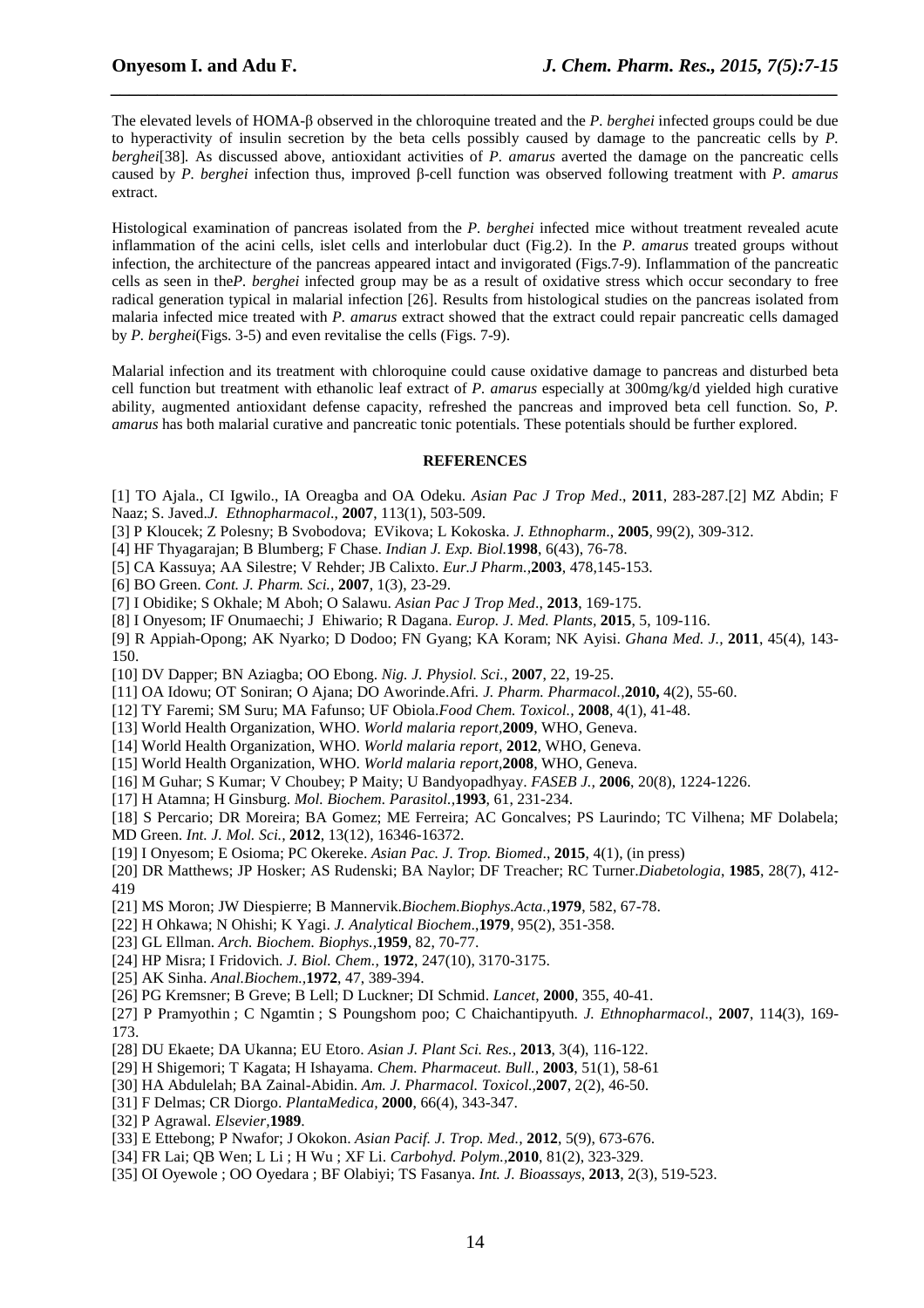The elevated levels of HOMA-β observed in the chloroquine treated and the *P. berghei* infected groups could be due to hyperactivity of insulin secretion by the beta cells possibly caused by damage to the pancreatic cells by *P. berghei*[38]. As discussed above, antioxidant activities of *P. amarus* averted the damage on the pancreatic cells caused by *P. berghei* infection thus, improved β-cell function was observed following treatment with *P. amarus* extract.

Histological examination of pancreas isolated from the *P. berghei* infected mice without treatment revealed acute inflammation of the acini cells, islet cells and interlobular duct (Fig.2). In the *P. amarus* treated groups without infection, the architecture of the pancreas appeared intact and invigorated (Figs.7-9). Inflammation of the pancreatic cells as seen in the*P. berghei* infected group may be as a result of oxidative stress which occur secondary to free radical generation typical in malarial infection [26]. Results from histological studies on the pancreas isolated from malaria infected mice treated with *P. amarus* extract showed that the extract could repair pancreatic cells damaged by *P. berghei*(Figs. 3-5) and even revitalise the cells (Figs. 7-9).

Malarial infection and its treatment with chloroquine could cause oxidative damage to pancreas and disturbed beta cell function but treatment with ethanolic leaf extract of *P. amarus* especially at 300mg/kg/d yielded high curative ability, augmented antioxidant defense capacity, refreshed the pancreas and improved beta cell function. So, *P. amarus* has both malarial curative and pancreatic tonic potentials. These potentials should be further explored.

## REFERENCES

[1] TO Ajala., CI Igwilo., IA Oreagba and OA Odeku. *Asian Pac J Trop Med*., **2011**, 283-287.[2] MZ Abdin; F Naaz; S. Javed.*J. Ethnopharmacol*., **2007**, 113(1), 503-509.

[3] P Kloucek; Z Polesny; B Svobodova; EVikova; L Kokoska. *J. Ethnopharm*., **2005**, 99(2), 309-312.

[4] HF Thyagarajan; B Blumberg; F Chase. *Indian J. Exp. Biol.***1998**, 6(43), 76-78.

[5] CA Kassuya; AA Silestre; V Rehder; JB Calixto. *Eur.J Pharm.*,**2003**, 478,145-153.

[6] BO Green. *Cont. J. Pharm. Sci.*, **2007**, 1(3), 23-29.

[7] I Obidike; S Okhale; M Aboh; O Salawu. *Asian Pac J Trop Med*., **2013**, 169-175.

[8] I Onyesom; IF Onumaechi; J Ehiwario; R Dagana. *Europ. J. Med. Plants*, **2015**, 5, 109-116.

[9] R Appiah-Opong; AK Nyarko; D Dodoo; FN Gyang; KA Koram; NK Ayisi. *Ghana Med. J.*, **2011**, 45(4), 143-150.

[10] DV Dapper; BN Aziagba; OO Ebong. *Nig. J. Physiol. Sci.*, **2007**, 22, 19-25.

[11] OA Idowu; OT Soniran; O Ajana; DO Aworinde.Afri. *J. Pharm. Pharmacol.*,**2010,** 4(2), 55-60.

[12] TY Faremi; SM Suru; MA Fafunso; UF Obiola.*Food Chem. Toxicol.*, **2008**, 4(1), 41-48.

[13] World Health Organization, WHO. *World malaria report*,**2009**, WHO, Geneva.

[14] World Health Organization, WHO. *World malaria report*, **2012**, WHO, Geneva.

[15] World Health Organization, WHO. *World malaria report*,**2008**, WHO, Geneva.

[16] M Guhar; S Kumar; V Choubey; P Maity; U Bandyopadhyay. *FASEB J.*, **2006**, 20(8), 1224-1226.

[17] H Atamna; H Ginsburg. *Mol. Biochem. Parasitol.*,**1993**, 61, 231-234.

[18] S Percario; DR Moreira; BA Gomez; ME Ferreira; AC Goncalves; PS Laurindo; TC Vilhena; MF Dolabela; MD Green. *Int. J. Mol. Sci.*, **2012**, 13(12), 16346-16372.

[19] I Onyesom; E Osioma; PC Okereke. *Asian Pac. J. Trop. Biomed*., **2015**, 4(1), (in press)

[20] DR Matthews; JP Hosker; AS Rudenski; BA Naylor; DF Treacher; RC Turner.*Diabetologia*, **1985**, 28(7), 412-419

[21] MS Moron; JW Diespierre; B Mannervik.*Biochem.Biophys.Acta.*,**1979**, 582, 67-78.

[22] H Ohkawa; N Ohishi; K Yagi. *J. Analytical Biochem*.,**1979**, 95(2), 351-358.

[23] GL Ellman. *Arch. Biochem. Biophys.*,**1959**, 82, 70-77.

[24] HP Misra; I Fridovich. *J. Biol. Chem.*, **1972**, 247(10), 3170-3175.

[25] AK Sinha. *Anal.Biochem.*,**1972**, 47, 389-394.

[26] PG Kremsner; B Greve; B Lell; D Luckner; DI Schmid. *Lancet*, **2000**, 355, 40-41.

[27] P Pramyothin ; C Ngamtin ; S Poungshom poo; C Chaichantipyuth. *J. Ethnopharmacol*., **2007**, 114(3), 169-173.

[28] DU Ekaete; DA Ukanna; EU Etoro. *Asian J. Plant Sci. Res.*, **2013**, 3(4), 116-122.

[29] H Shigemori; T Kagata; H Ishayama. *Chem. Pharmaceut. Bull.*, **2003**, 51(1), 58-61

[30] HA Abdulelah; BA Zainal-Abidin. *Am. J. Pharmacol. Toxicol.*,**2007**, 2(2), 46-50.

[31] F Delmas; CR Diorgo. *PlantaMedica*, **2000**, 66(4), 343-347.

[32] P Agrawal. *Elsevier*,**1989**.

[33] E Ettebong; P Nwafor; J Okokon. *Asian Pacif. J. Trop. Med.*, **2012**, 5(9), 673-676.

[34] FR Lai; QB Wen; L Li ; H Wu ; XF Li. *Carbohyd. Polym*.,**2010**, 81(2), 323-329.

[35] OI Oyewole ; OO Oyedara ; BF Olabiyi; TS Fasanya. *Int. J. Bioassays*, **2013**, 2(3), 519-523.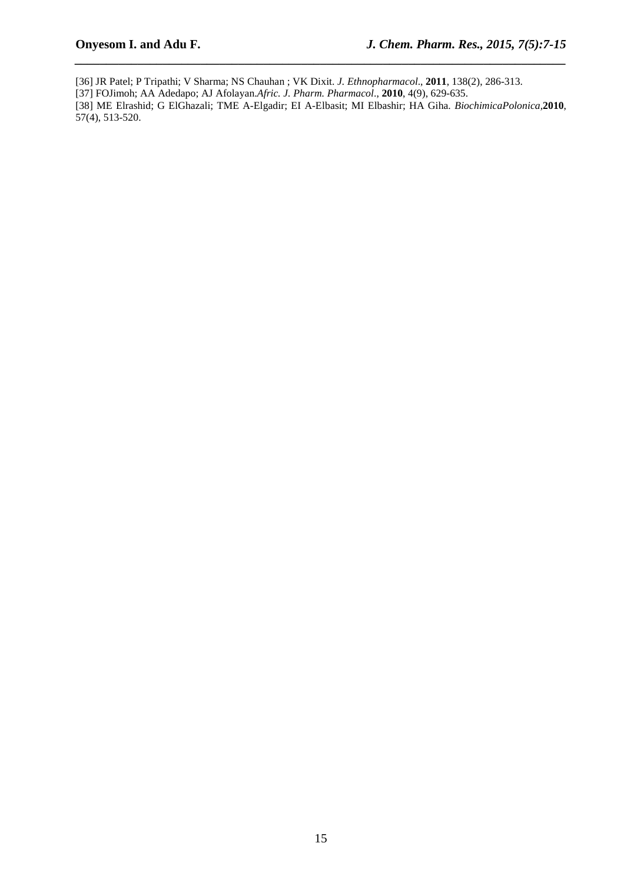[36] JR Patel; P Tripathi; V Sharma; NS Chauhan ; VK Dixit. *J. Ethnopharmacol*., **2011**, 138(2), 286-313.

[37] FOJimoh; AA Adedapo; AJ Afolayan.*Afric. J. Pharm. Pharmacol*., **2010**, 4(9), 629-635.

[38] ME Elrashid; G ElGhazali; TME A-Elgadir; EI A-Elbasit; MI Elbashir; HA Giha. *BiochimicaPolonica,***2010**, 57(4), 513-520.